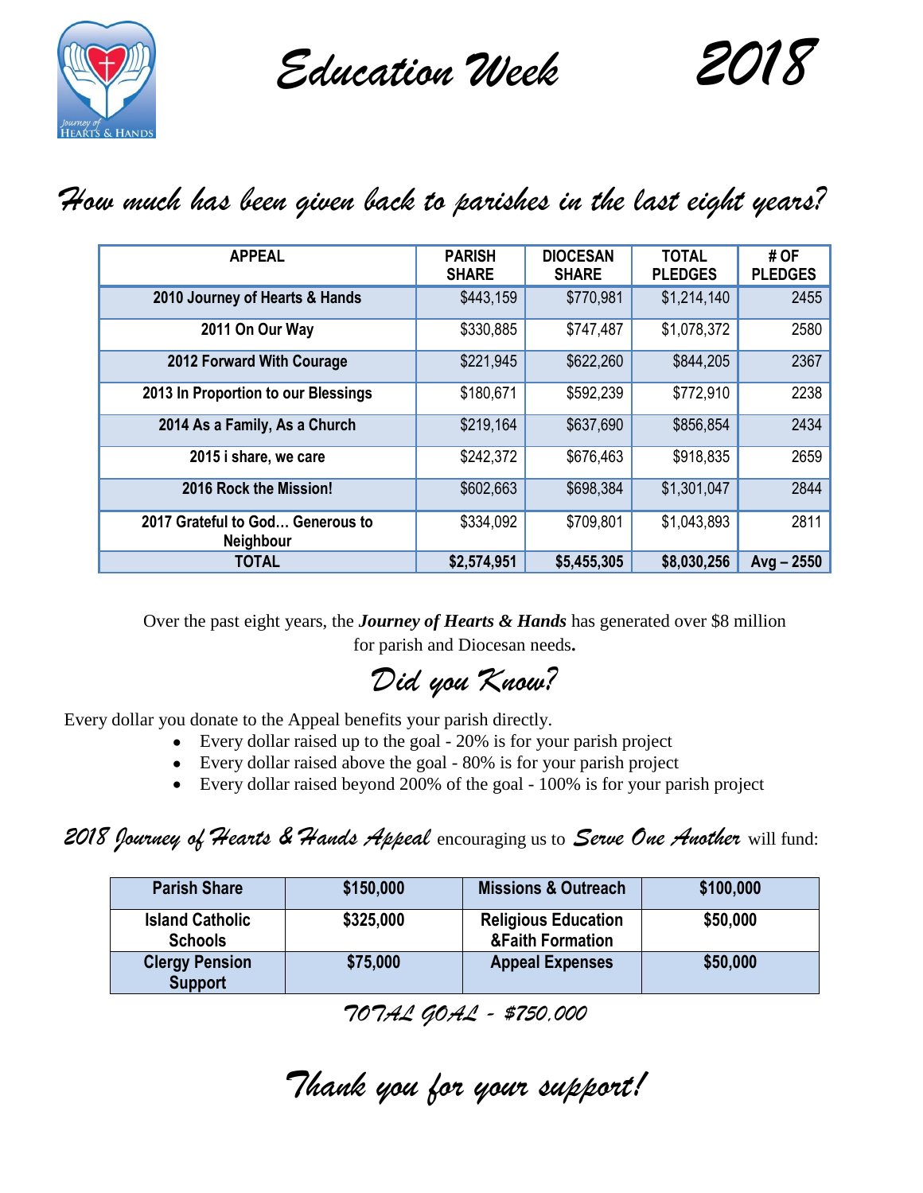# *Education Week 2018*

## *How much has been given back to parishes in the last eight years?*

| APPEAL | PARISH SHARE | DIOCESAN SHARE | TOTAL PLEDGES | # OF PLEDGES |
|---|---|---|---|---|
| 2010 Journey of Hearts & Hands | $443,159 | $770,981 | $1,214,140 | 2455 |
| 2011 On Our Way | $330,885 | $747,487 | $1,078,372 | 2580 |
| 2012 Forward With Courage | $221,945 | $622,260 | $844,205 | 2367 |
| 2013 In Proportion to our Blessings | $180,671 | $592,239 | $772,910 | 2238 |
| 2014 As a Family, As a Church | $219,164 | $637,690 | $856,854 | 2434 |
| 2015 i share, we care | $242,372 | $676,463 | $918,835 | 2659 |
| 2016 Rock the Mission! | $602,663 | $698,384 | $1,301,047 | 2844 |
| 2017 Grateful to God… Generous to Neighbour | $334,092 | $709,801 | $1,043,893 | 2811 |
| **TOTAL** | **$2,574,951** | **$5,455,305** | **$8,030,256** | **Avg – 2550** |

Over the past eight years, the ***Journey of Hearts & Hands*** has generated over $8 million for parish and Diocesan needs**.**

## *Did you Know?*

Every dollar you donate to the Appeal benefits your parish directly.

- Every dollar raised up to the goal - 20% is for your parish project
- Every dollar raised above the goal - 80% is for your parish project
- Every dollar raised beyond 200% of the goal - 100% is for your parish project

***2018 Journey of Hearts & Hands Appeal*** encouraging us to ***Serve One Another*** will fund:

| Parish Share | $150,000 | Missions & Outreach | $100,000 |
|---|---|---|---|
| Island Catholic Schools | $325,000 | Religious Education &Faith Formation | $50,000 |
| Clergy Pension Support | $75,000 | Appeal Expenses | $50,000 |

*TOTAL GOAL - $750,000*

## *Thank you for your support!*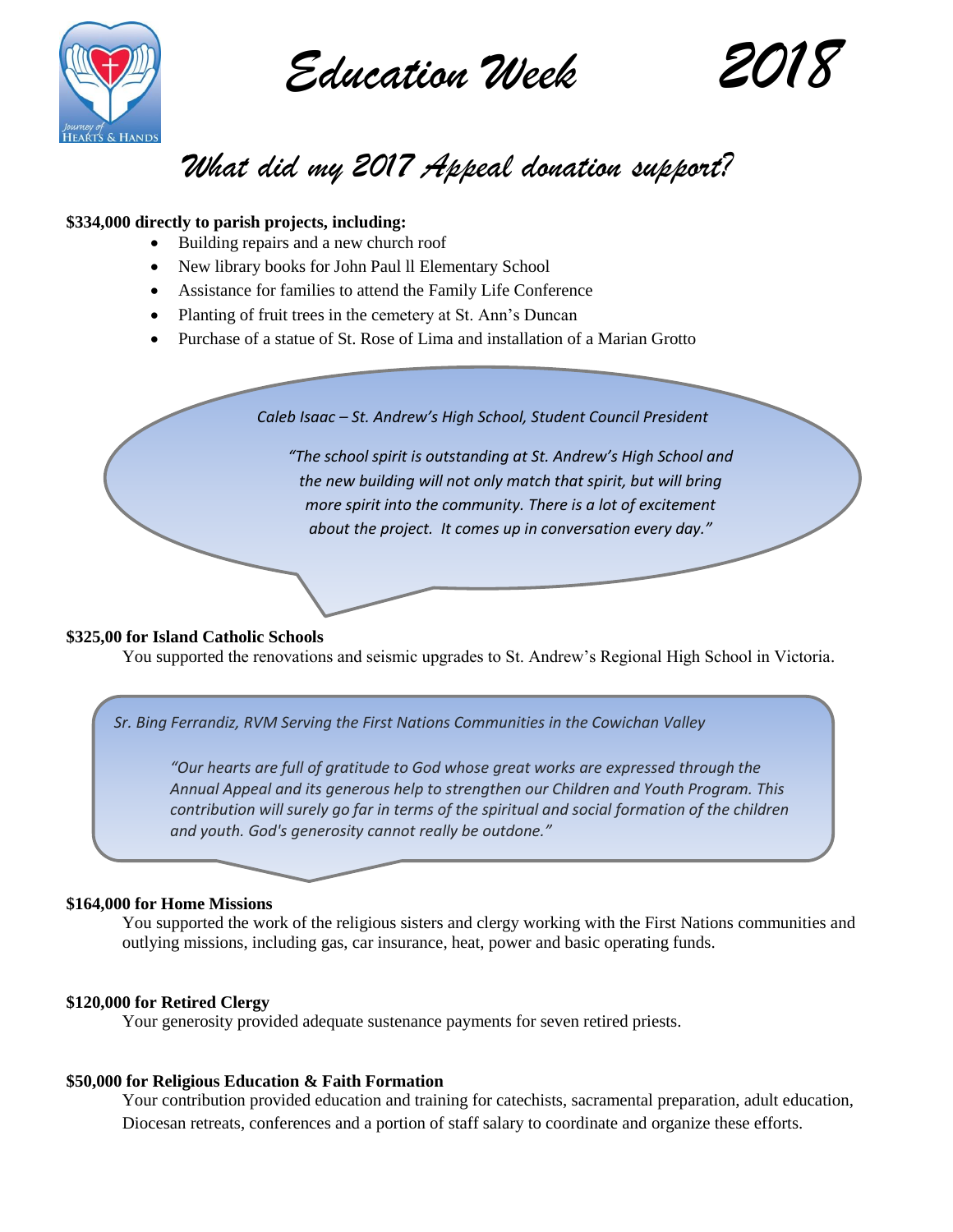# *Education Week 2018*

## *What did my 2017 Appeal donation support?*

**$334,000 directly to parish projects, including:**

- Building repairs and a new church roof
- New library books for John Paul ll Elementary School
- Assistance for families to attend the Family Life Conference
- Planting of fruit trees in the cemetery at St. Ann's Duncan
- Purchase of a statue of St. Rose of Lima and installation of a Marian Grotto

*Caleb Isaac – St. Andrew's High School, Student Council President*

*"The school spirit is outstanding at St. Andrew's High School and the new building will not only match that spirit, but will bring more spirit into the community. There is a lot of excitement about the project. It comes up in conversation every day."*

**$325,00 for Island Catholic Schools**

You supported the renovations and seismic upgrades to St. Andrew's Regional High School in Victoria.

*Sr. Bing Ferrandiz, RVM Serving the First Nations Communities in the Cowichan Valley*

*"Our hearts are full of gratitude to God whose great works are expressed through the Annual Appeal and its generous help to strengthen our Children and Youth Program. This contribution will surely go far in terms of the spiritual and social formation of the children and youth. God's generosity cannot really be outdone."*

**$164,000 for Home Missions**

You supported the work of the religious sisters and clergy working with the First Nations communities and outlying missions, including gas, car insurance, heat, power and basic operating funds.

**$120,000 for Retired Clergy**

Your generosity provided adequate sustenance payments for seven retired priests.

**$50,000 for Religious Education & Faith Formation**

Your contribution provided education and training for catechists, sacramental preparation, adult education, Diocesan retreats, conferences and a portion of staff salary to coordinate and organize these efforts.